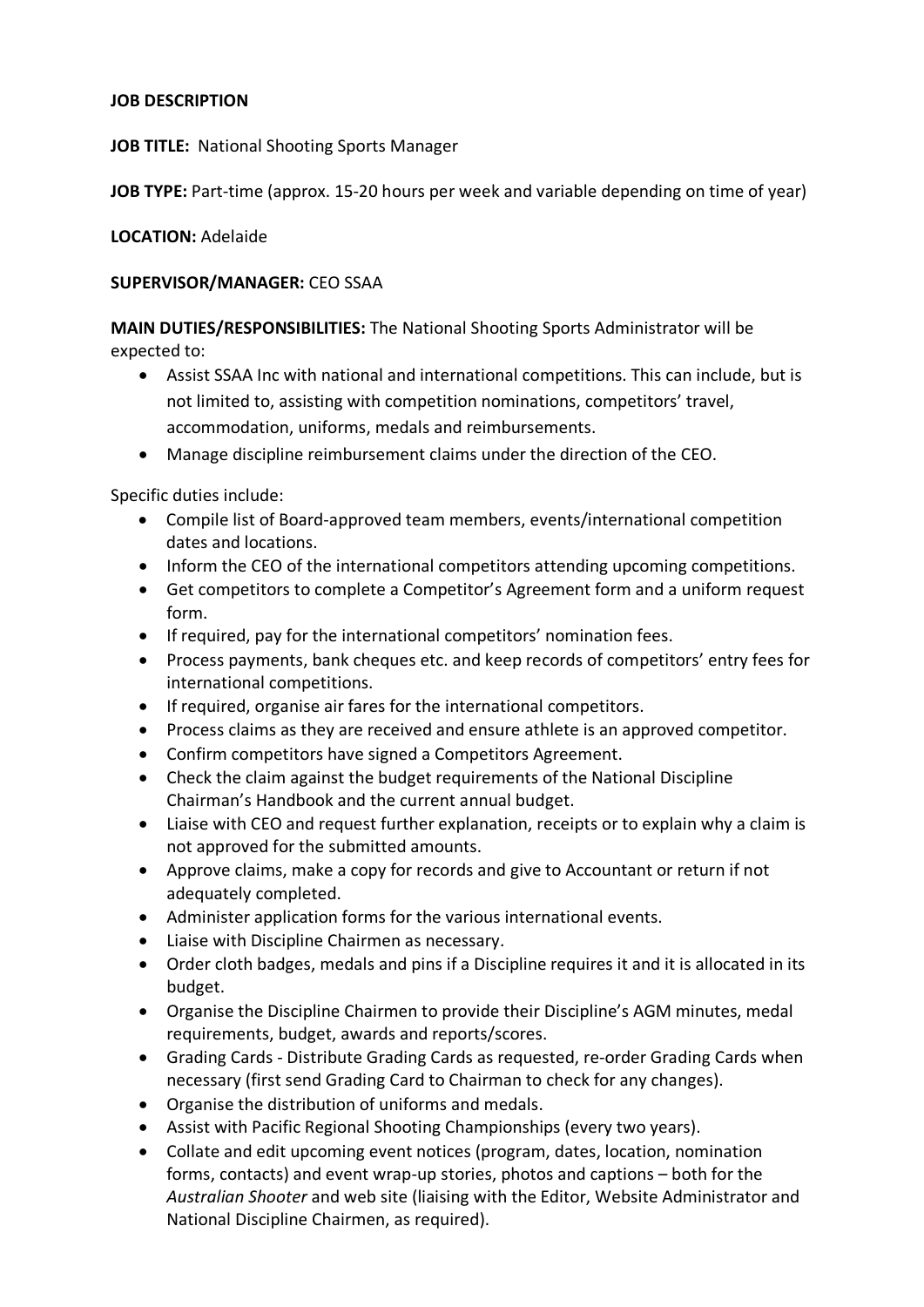**JOB DESCRIPTION**

**JOB TITLE:** National Shooting Sports Manager

**JOB TYPE:** Part-time (approx. 15-20 hours per week and variable depending on time of year)

**LOCATION:** Adelaide

**SUPERVISOR/MANAGER:** CEO SSAA

**MAIN DUTIES/RESPONSIBILITIES:** The National Shooting Sports Administrator will be expected to:

- Assist SSAA Inc with national and international competitions. This can include, but is not limited to, assisting with competition nominations, competitors' travel, accommodation, uniforms, medals and reimbursements.
- Manage discipline reimbursement claims under the direction of the CEO.

Specific duties include:

- Compile list of Board-approved team members, events/international competition dates and locations.
- Inform the CEO of the international competitors attending upcoming competitions.
- Get competitors to complete a Competitor's Agreement form and a uniform request form.
- If required, pay for the international competitors' nomination fees.
- Process payments, bank cheques etc. and keep records of competitors' entry fees for international competitions.
- If required, organise air fares for the international competitors.
- Process claims as they are received and ensure athlete is an approved competitor.
- Confirm competitors have signed a Competitors Agreement.
- Check the claim against the budget requirements of the National Discipline Chairman's Handbook and the current annual budget.
- Liaise with CEO and request further explanation, receipts or to explain why a claim is not approved for the submitted amounts.
- Approve claims, make a copy for records and give to Accountant or return if not adequately completed.
- Administer application forms for the various international events.
- Liaise with Discipline Chairmen as necessary.
- Order cloth badges, medals and pins if a Discipline requires it and it is allocated in its budget.
- Organise the Discipline Chairmen to provide their Discipline's AGM minutes, medal requirements, budget, awards and reports/scores.
- Grading Cards - Distribute Grading Cards as requested, re-order Grading Cards when necessary (first send Grading Card to Chairman to check for any changes).
- Organise the distribution of uniforms and medals.
- Assist with Pacific Regional Shooting Championships (every two years).
- Collate and edit upcoming event notices (program, dates, location, nomination forms, contacts) and event wrap-up stories, photos and captions – both for the *Australian Shooter* and web site (liaising with the Editor, Website Administrator and National Discipline Chairmen, as required).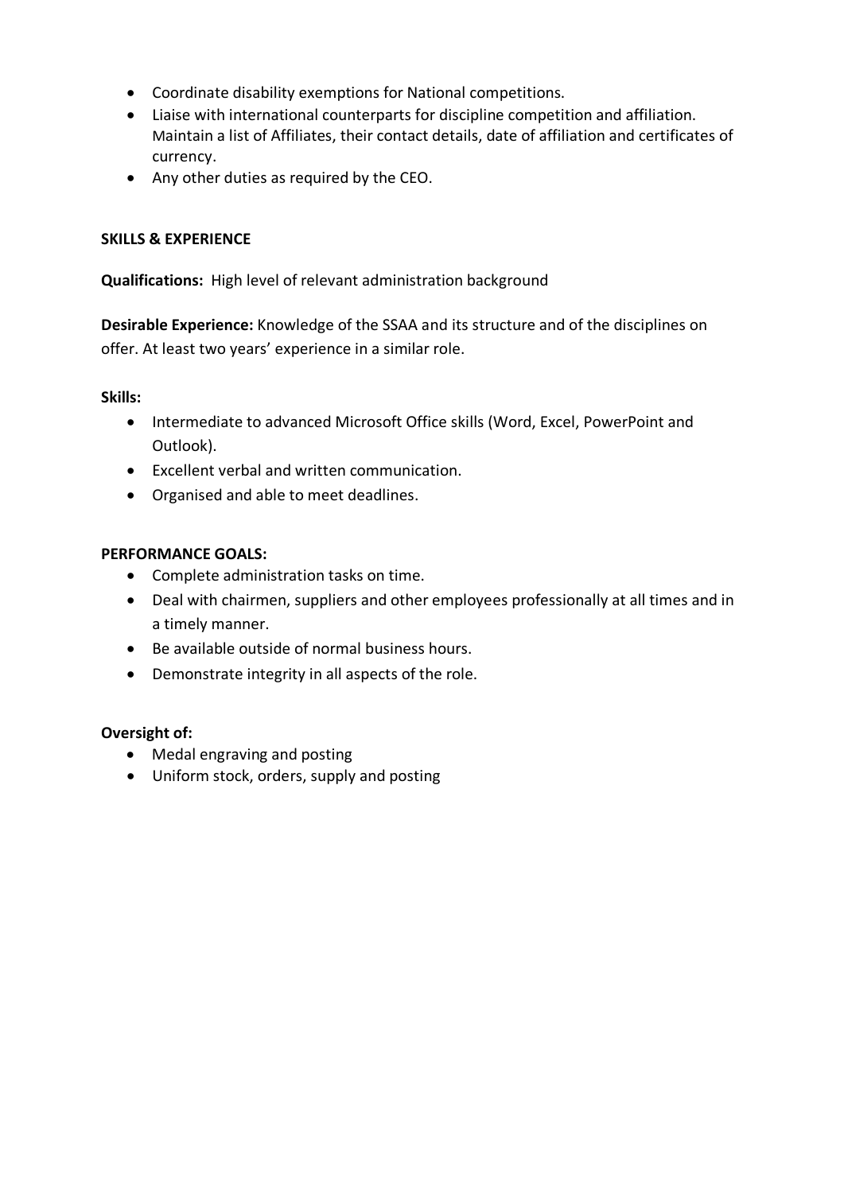- Coordinate disability exemptions for National competitions.
- Liaise with international counterparts for discipline competition and affiliation. Maintain a list of Affiliates, their contact details, date of affiliation and certificates of currency.
- Any other duties as required by the CEO.

**SKILLS & EXPERIENCE**

**Qualifications:** High level of relevant administration background

**Desirable Experience:** Knowledge of the SSAA and its structure and of the disciplines on offer. At least two years' experience in a similar role.

**Skills:**

- Intermediate to advanced Microsoft Office skills (Word, Excel, PowerPoint and Outlook).
- Excellent verbal and written communication.
- Organised and able to meet deadlines.

**PERFORMANCE GOALS:**

- Complete administration tasks on time.
- Deal with chairmen, suppliers and other employees professionally at all times and in a timely manner.
- Be available outside of normal business hours.
- Demonstrate integrity in all aspects of the role.

**Oversight of:**

- Medal engraving and posting
- Uniform stock, orders, supply and posting